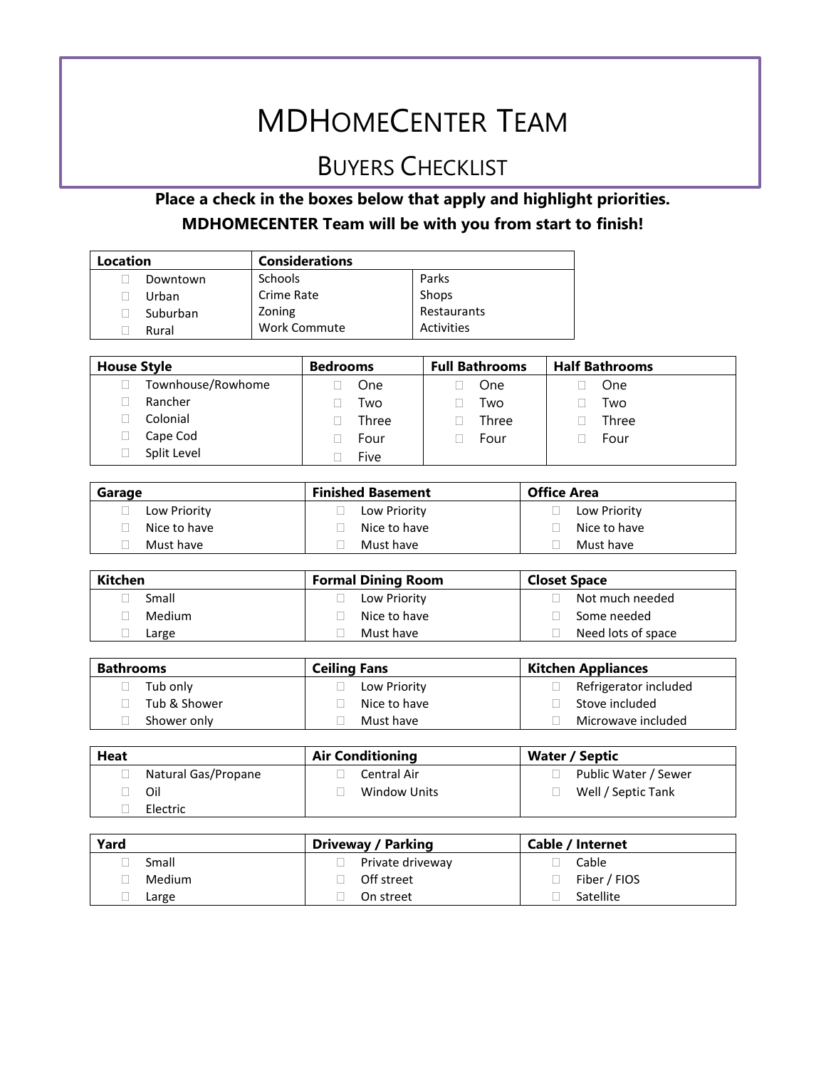# MDHomeCenter Team

## Buyers Checklist

**Place a check in the boxes below that apply and highlight priorities.**
**MDHOMECENTER Team will be with you from start to finish!**

| Location | Considerations | |
|---|---|---|
| ☐ Downtown | Schools | Parks |
| ☐ Urban | Crime Rate | Shops |
| ☐ Suburban | Zoning | Restaurants |
| ☐ Rural | Work Commute | Activities |

| House Style | Bedrooms | Full Bathrooms | Half Bathrooms |
|---|---|---|---|
| ☐ Townhouse/Rowhome | ☐ One | ☐ One | ☐ One |
| ☐ Rancher | ☐ Two | ☐ Two | ☐ Two |
| ☐ Colonial | ☐ Three | ☐ Three | ☐ Three |
| ☐ Cape Cod | ☐ Four | ☐ Four | ☐ Four |
| ☐ Split Level | ☐ Five | | |

| Garage | Finished Basement | Office Area |
|---|---|---|
| ☐ Low Priority | ☐ Low Priority | ☐ Low Priority |
| ☐ Nice to have | ☐ Nice to have | ☐ Nice to have |
| ☐ Must have | ☐ Must have | ☐ Must have |

| Kitchen | Formal Dining Room | Closet Space |
|---|---|---|
| ☐ Small | ☐ Low Priority | ☐ Not much needed |
| ☐ Medium | ☐ Nice to have | ☐ Some needed |
| ☐ Large | ☐ Must have | ☐ Need lots of space |

| Bathrooms | Ceiling Fans | Kitchen Appliances |
|---|---|---|
| ☐ Tub only | ☐ Low Priority | ☐ Refrigerator included |
| ☐ Tub & Shower | ☐ Nice to have | ☐ Stove included |
| ☐ Shower only | ☐ Must have | ☐ Microwave included |

| Heat | Air Conditioning | Water / Septic |
|---|---|---|
| ☐ Natural Gas/Propane | ☐ Central Air | ☐ Public Water / Sewer |
| ☐ Oil | ☐ Window Units | ☐ Well / Septic Tank |
| ☐ Electric | | |

| Yard | Driveway / Parking | Cable / Internet |
|---|---|---|
| ☐ Small | ☐ Private driveway | ☐ Cable |
| ☐ Medium | ☐ Off street | ☐ Fiber / FIOS |
| ☐ Large | ☐ On street | ☐ Satellite |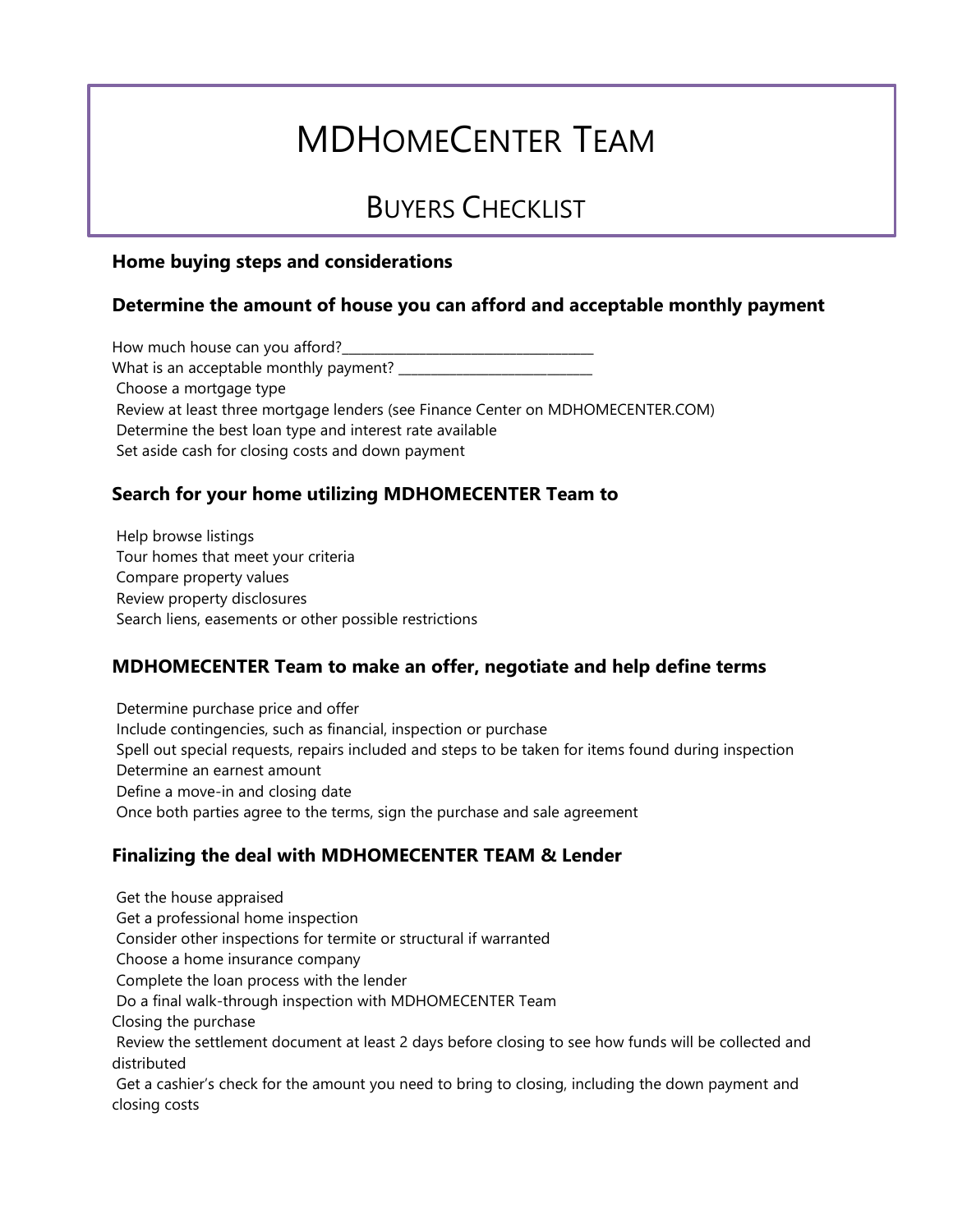# MDHomeCenter Team

## Buyers Checklist

### Home buying steps and considerations

### Determine the amount of house you can afford and acceptable monthly payment

How much house can you afford?____________________________________
What is an acceptable monthly payment? ____________________________

- Choose a mortgage type
- Review at least three mortgage lenders (see Finance Center on MDHOMECENTER.COM)
- Determine the best loan type and interest rate available
- Set aside cash for closing costs and down payment

### Search for your home utilizing MDHOMECENTER Team to

- Help browse listings
- Tour homes that meet your criteria
- Compare property values
- Review property disclosures
- Search liens, easements or other possible restrictions

### MDHOMECENTER Team to make an offer, negotiate and help define terms

- Determine purchase price and offer
- Include contingencies, such as financial, inspection or purchase
- Spell out special requests, repairs included and steps to be taken for items found during inspection
- Determine an earnest amount
- Define a move-in and closing date
- Once both parties agree to the terms, sign the purchase and sale agreement

### Finalizing the deal with MDHOMECENTER TEAM & Lender

- Get the house appraised
- Get a professional home inspection
- Consider other inspections for termite or structural if warranted
- Choose a home insurance company
- Complete the loan process with the lender
- Do a final walk-through inspection with MDHOMECENTER Team

Closing the purchase

- Review the settlement document at least 2 days before closing to see how funds will be collected and distributed
- Get a cashier's check for the amount you need to bring to closing, including the down payment and closing costs